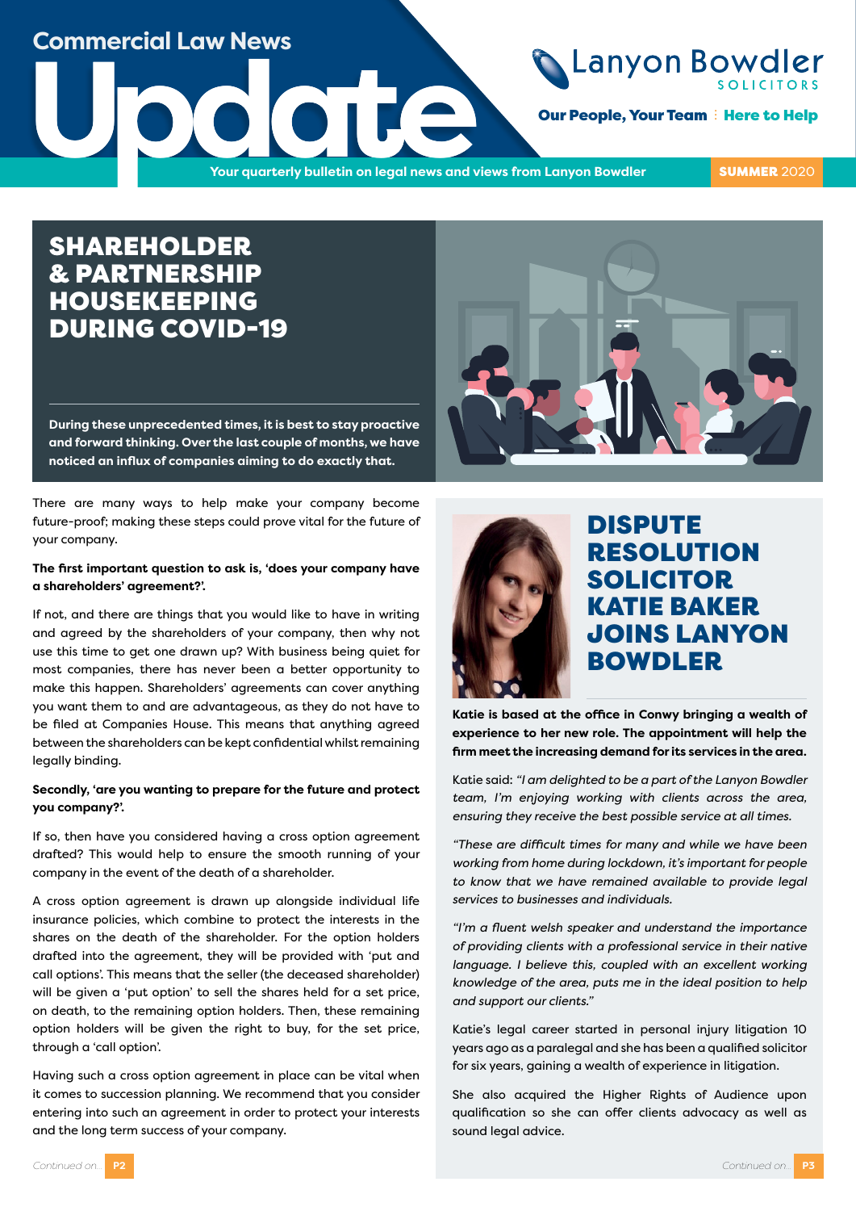# Commercial Law News Update

Lanyon Bowdler SOLICITORS

**Our People, Your Team** ⁞ **Here to Help**

Your quarterly bulletin on legal news and views from Lanyon Bowdler

**SUMMER** 2020

## SHAREHOLDER & PARTNERSHIP HOUSEKEEPING DURING COVID-19

**During these unprecedented times, it is best to stay proactive and forward thinking. Over the last couple of months, we have noticed an influx of companies aiming to do exactly that.**

There are many ways to help make your company become future-proof; making these steps could prove vital for the future of your company.

**The first important question to ask is, 'does your company have a shareholders' agreement?'.**

If not, and there are things that you would like to have in writing and agreed by the shareholders of your company, then why not use this time to get one drawn up? With business being quiet for most companies, there has never been a better opportunity to make this happen. Shareholders' agreements can cover anything you want them to and are advantageous, as they do not have to be filed at Companies House. This means that anything agreed between the shareholders can be kept confidential whilst remaining legally binding.

**Secondly, 'are you wanting to prepare for the future and protect you company?'.**

If so, then have you considered having a cross option agreement drafted? This would help to ensure the smooth running of your company in the event of the death of a shareholder.

A cross option agreement is drawn up alongside individual life insurance policies, which combine to protect the interests in the shares on the death of the shareholder. For the option holders drafted into the agreement, they will be provided with 'put and call options'. This means that the seller (the deceased shareholder) will be given a 'put option' to sell the shares held for a set price, on death, to the remaining option holders. Then, these remaining option holders will be given the right to buy, for the set price, through a 'call option'.

Having such a cross option agreement in place can be vital when it comes to succession planning. We recommend that you consider entering into such an agreement in order to protect your interests and the long term success of your company.

*Continued on...* **P2**

## DISPUTE RESOLUTION SOLICITOR KATIE BAKER JOINS LANYON BOWDLER

**Katie is based at the office in Conwy bringing a wealth of experience to her new role. The appointment will help the firm meet the increasing demand for its services in the area.**

Katie said: *"I am delighted to be a part of the Lanyon Bowdler team, I'm enjoying working with clients across the area, ensuring they receive the best possible service at all times.*

*"These are difficult times for many and while we have been working from home during lockdown, it's important for people to know that we have remained available to provide legal services to businesses and individuals.*

*"I'm a fluent welsh speaker and understand the importance of providing clients with a professional service in their native language. I believe this, coupled with an excellent working knowledge of the area, puts me in the ideal position to help and support our clients."*

Katie's legal career started in personal injury litigation 10 years ago as a paralegal and she has been a qualified solicitor for six years, gaining a wealth of experience in litigation.

She also acquired the Higher Rights of Audience upon qualification so she can offer clients advocacy as well as sound legal advice.

*Continued on...* **P3**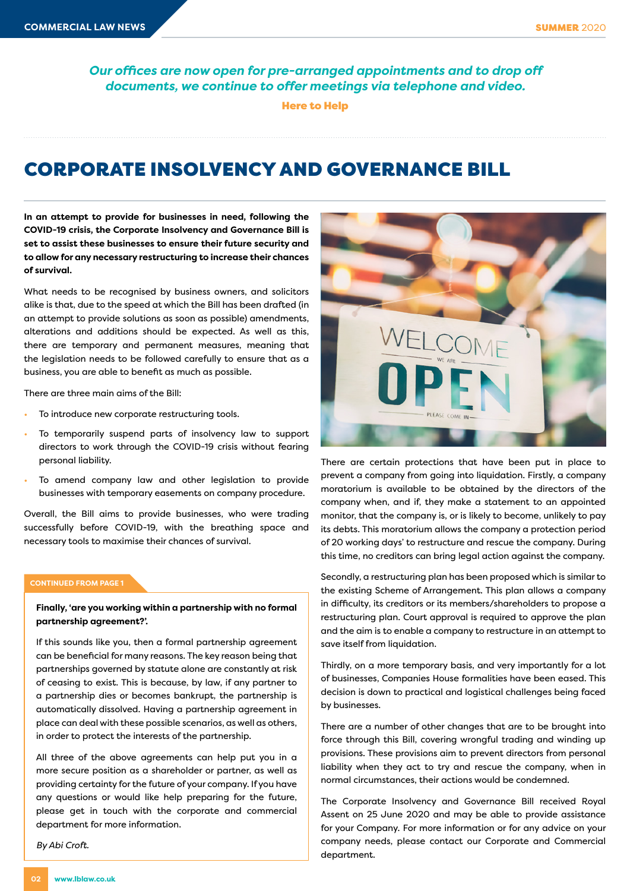*Our offices are now open for pre-arranged appointments and to drop off documents, we continue to offer meetings via telephone and video.*

**Here to Help**

# CORPORATE INSOLVENCY AND GOVERNANCE BILL

**In an attempt to provide for businesses in need, following the COVID-19 crisis, the Corporate Insolvency and Governance Bill is set to assist these businesses to ensure their future security and to allow for any necessary restructuring to increase their chances of survival.**

What needs to be recognised by business owners, and solicitors alike is that, due to the speed at which the Bill has been drafted (in an attempt to provide solutions as soon as possible) amendments, alterations and additions should be expected. As well as this, there are temporary and permanent measures, meaning that the legislation needs to be followed carefully to ensure that as a business, you are able to benefit as much as possible.

There are three main aims of the Bill:

- To introduce new corporate restructuring tools.
- To temporarily suspend parts of insolvency law to support directors to work through the COVID-19 crisis without fearing personal liability.
- To amend company law and other legislation to provide businesses with temporary easements on company procedure.

Overall, the Bill aims to provide businesses, who were trading successfully before COVID-19, with the breathing space and necessary tools to maximise their chances of survival.

There are certain protections that have been put in place to prevent a company from going into liquidation. Firstly, a company moratorium is available to be obtained by the directors of the company when, and if, they make a statement to an appointed monitor, that the company is, or is likely to become, unlikely to pay its debts. This moratorium allows the company a protection period of 20 working days' to restructure and rescue the company. During this time, no creditors can bring legal action against the company.

Secondly, a restructuring plan has been proposed which is similar to the existing Scheme of Arrangement. This plan allows a company in difficulty, its creditors or its members/shareholders to propose a restructuring plan. Court approval is required to approve the plan and the aim is to enable a company to restructure in an attempt to save itself from liquidation.

Thirdly, on a more temporary basis, and very importantly for a lot of businesses, Companies House formalities have been eased. This decision is down to practical and logistical challenges being faced by businesses.

There are a number of other changes that are to be brought into force through this Bill, covering wrongful trading and winding up provisions. These provisions aim to prevent directors from personal liability when they act to try and rescue the company, when in normal circumstances, their actions would be condemned.

The Corporate Insolvency and Governance Bill received Royal Assent on 25 June 2020 and may be able to provide assistance for your Company. For more information or for any advice on your company needs, please contact our Corporate and Commercial department.

**CONTINUED FROM PAGE 1**

**Finally, 'are you working within a partnership with no formal partnership agreement?'.**

If this sounds like you, then a formal partnership agreement can be beneficial for many reasons. The key reason being that partnerships governed by statute alone are constantly at risk of ceasing to exist. This is because, by law, if any partner to a partnership dies or becomes bankrupt, the partnership is automatically dissolved. Having a partnership agreement in place can deal with these possible scenarios, as well as others, in order to protect the interests of the partnership.

All three of the above agreements can help put you in a more secure position as a shareholder or partner, as well as providing certainty for the future of your company. If you have any questions or would like help preparing for the future, please get in touch with the corporate and commercial department for more information.

*By Abi Croft.*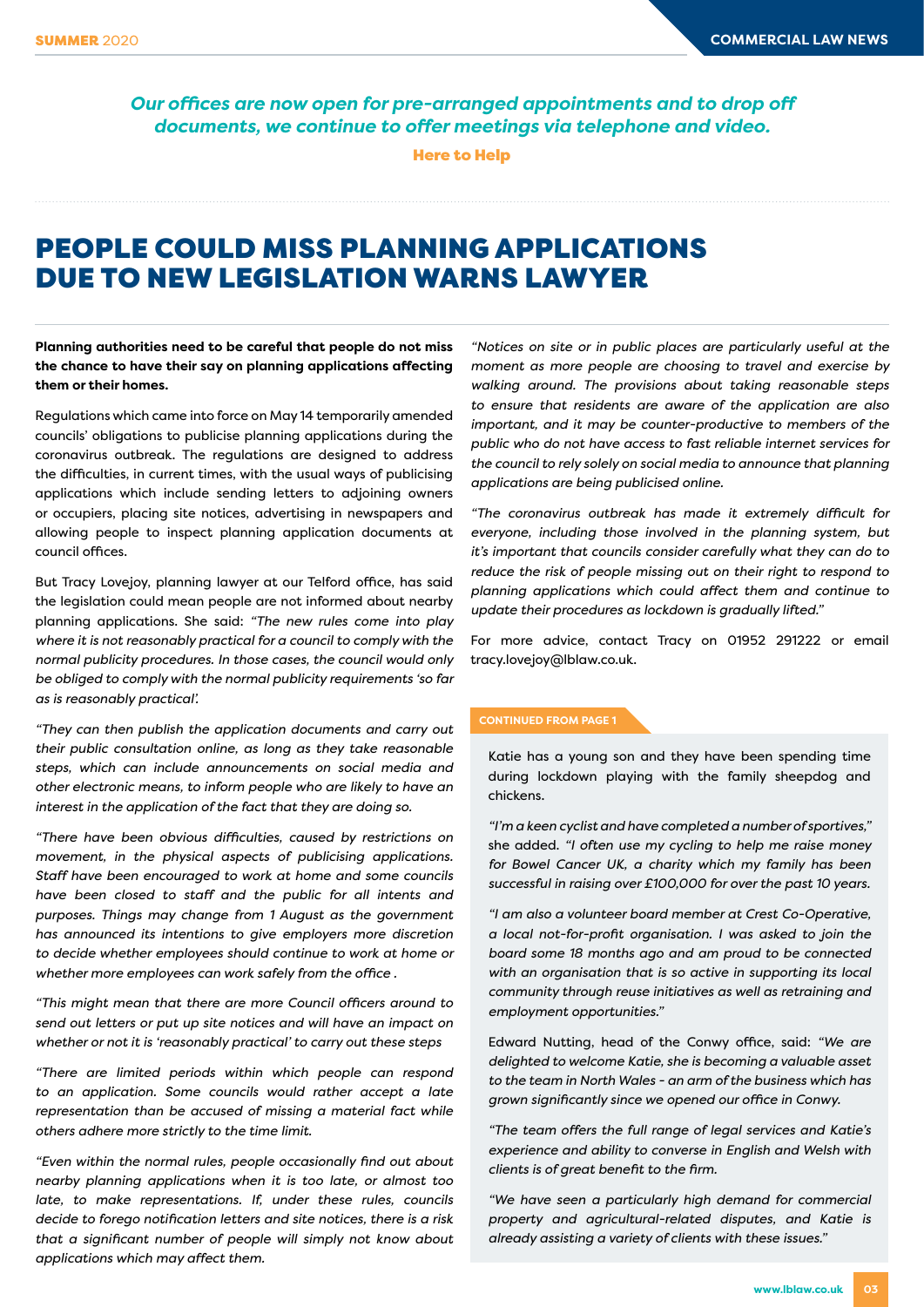*Our offices are now open for pre-arranged appointments and to drop off documents, we continue to offer meetings via telephone and video.*

**Here to Help**

# PEOPLE COULD MISS PLANNING APPLICATIONS DUE TO NEW LEGISLATION WARNS LAWYER

**Planning authorities need to be careful that people do not miss the chance to have their say on planning applications affecting them or their homes.**

Regulations which came into force on May 14 temporarily amended councils' obligations to publicise planning applications during the coronavirus outbreak. The regulations are designed to address the difficulties, in current times, with the usual ways of publicising applications which include sending letters to adjoining owners or occupiers, placing site notices, advertising in newspapers and allowing people to inspect planning application documents at council offices.

But Tracy Lovejoy, planning lawyer at our Telford office, has said the legislation could mean people are not informed about nearby planning applications. She said: *"The new rules come into play where it is not reasonably practical for a council to comply with the normal publicity procedures. In those cases, the council would only be obliged to comply with the normal publicity requirements 'so far as is reasonably practical'.*

*"They can then publish the application documents and carry out their public consultation online, as long as they take reasonable steps, which can include announcements on social media and other electronic means, to inform people who are likely to have an interest in the application of the fact that they are doing so.*

*"There have been obvious difficulties, caused by restrictions on movement, in the physical aspects of publicising applications. Staff have been encouraged to work at home and some councils have been closed to staff and the public for all intents and purposes. Things may change from 1 August as the government has announced its intentions to give employers more discretion to decide whether employees should continue to work at home or whether more employees can work safely from the office .*

*"This might mean that there are more Council officers around to send out letters or put up site notices and will have an impact on whether or not it is 'reasonably practical' to carry out these steps*

*"There are limited periods within which people can respond to an application. Some councils would rather accept a late representation than be accused of missing a material fact while others adhere more strictly to the time limit.*

*"Even within the normal rules, people occasionally find out about nearby planning applications when it is too late, or almost too late, to make representations. If, under these rules, councils decide to forego notification letters and site notices, there is a risk that a significant number of people will simply not know about applications which may affect them.*

*"Notices on site or in public places are particularly useful at the moment as more people are choosing to travel and exercise by walking around. The provisions about taking reasonable steps to ensure that residents are aware of the application are also important, and it may be counter-productive to members of the public who do not have access to fast reliable internet services for the council to rely solely on social media to announce that planning applications are being publicised online.*

*"The coronavirus outbreak has made it extremely difficult for everyone, including those involved in the planning system, but it's important that councils consider carefully what they can do to reduce the risk of people missing out on their right to respond to planning applications which could affect them and continue to update their procedures as lockdown is gradually lifted."*

For more advice, contact Tracy on 01952 291222 or email tracy.lovejoy@lblaw.co.uk.

**CONTINUED FROM PAGE 1**

Katie has a young son and they have been spending time during lockdown playing with the family sheepdog and chickens.

*"I'm a keen cyclist and have completed a number of sportives,"* she added. *"I often use my cycling to help me raise money for Bowel Cancer UK, a charity which my family has been successful in raising over £100,000 for over the past 10 years.*

*"I am also a volunteer board member at Crest Co-Operative, a local not-for-profit organisation. I was asked to join the board some 18 months ago and am proud to be connected with an organisation that is so active in supporting its local community through reuse initiatives as well as retraining and employment opportunities."*

Edward Nutting, head of the Conwy office, said: *"We are delighted to welcome Katie, she is becoming a valuable asset to the team in North Wales - an arm of the business which has grown significantly since we opened our office in Conwy.*

*"The team offers the full range of legal services and Katie's experience and ability to converse in English and Welsh with clients is of great benefit to the firm.*

*"We have seen a particularly high demand for commercial property and agricultural-related disputes, and Katie is already assisting a variety of clients with these issues."*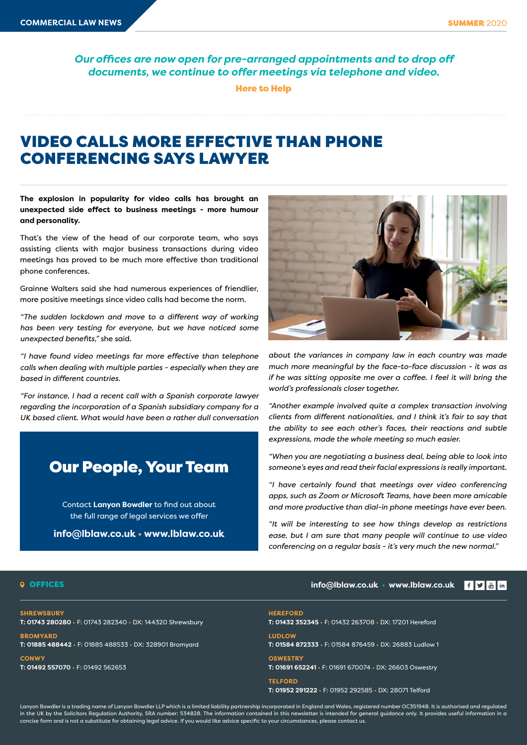*Our offices are now open for pre-arranged appointments and to drop off documents, we continue to offer meetings via telephone and video.*

**Here to Help**

# VIDEO CALLS MORE EFFECTIVE THAN PHONE CONFERENCING SAYS LAWYER

**The explosion in popularity for video calls has brought an unexpected side effect to business meetings - more humour and personality.**

That's the view of the head of our corporate team, who says assisting clients with major business transactions during video meetings has proved to be much more effective than traditional phone conferences.

Grainne Walters said she had numerous experiences of friendlier, more positive meetings since video calls had become the norm.

*"The sudden lockdown and move to a different way of working has been very testing for everyone, but we have noticed some unexpected benefits,"* she said.

*"I have found video meetings far more effective than telephone calls when dealing with multiple parties - especially when they are based in different countries.*

*"For instance, I had a recent call with a Spanish corporate lawyer regarding the incorporation of a Spanish subsidiary company for a UK based client. What would have been a rather dull conversation about the variances in company law in each country was made much more meaningful by the face-to-face discussion - it was as if he was sitting opposite me over a coffee. I feel it will bring the world's professionals closer together.*

*"Another example involved quite a complex transaction involving clients from different nationalities, and I think it's fair to say that the ability to see each other's faces, their reactions and subtle expressions, made the whole meeting so much easier.*

*"When you are negotiating a business deal, being able to look into someone's eyes and read their facial expressions is really important.*

*"I have certainly found that meetings over video conferencing apps, such as Zoom or Microsoft Teams, have been more amicable and more productive than dial-in phone meetings have ever been.*

*"It will be interesting to see how things develop as restrictions ease, but I am sure that many people will continue to use video conferencing on a regular basis - it's very much the new normal."*

## Our People, Your Team

Contact **Lanyon Bowdler** to find out about the full range of legal services we offer

**info@lblaw.co.uk • www.lblaw.co.uk**

### OFFICES

**info@lblaw.co.uk • www.lblaw.co.uk**

**SHREWSBURY**
**T: 01743 280280** • F: 01743 282340 • DX: 144320 Shrewsbury

**BROMYARD**
**T: 01885 488442** • F: 01885 488533 • DX: 328901 Bromyard

**CONWY**
**T: 01492 557070** • F: 01492 562653

**HEREFORD**
**T: 01432 352345** • F: 01432 263708 • DX: 17201 Hereford

**LUDLOW**
**T: 01584 872333** • F: 01584 876459 • DX: 26883 Ludlow 1

**OSWESTRY**
**T: 01691 652241** • F: 01691 670074 • DX: 26603 Oswestry

**TELFORD**
**T: 01952 291222** • F: 01952 292585 • DX: 28071 Telford

Lanyon Bowdler is a trading name of Lanyon Bowdler LLP which is a limited liability partnership incorporated in England and Wales, registered number OC351948. It is authorised and regulated in the UK by the Solicitors Regulation Authority, SRA number: 534828. The information contained in this newsletter is intended for general guidance only. It provides useful information in a concise form and is not a substitute for obtaining legal advice. If you would like advice specific to your circumstances, please contact us.